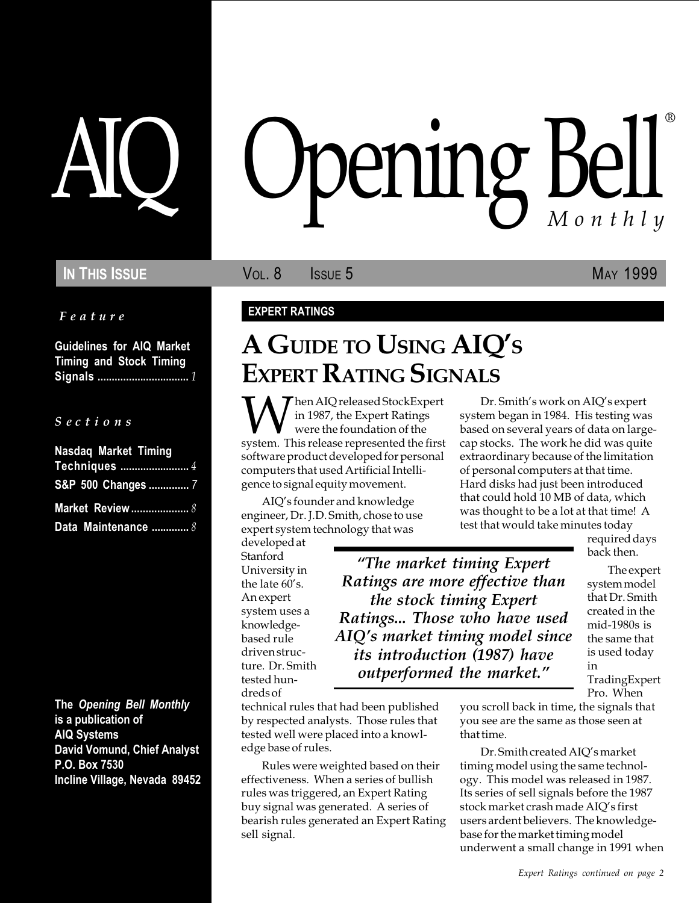# AIQ Opening Bell® Monthly

**IN THIS ISSUE** — VOL. 8 ISSUE 5 — MAY 1999

*Feature*

**Guidelines for AIQ Market Timing and Stock Timing Signals** ............ 1

*Sections*

**Nasdaq Market Timing Techniques** ............ 4

**S&P 500 Changes** ............ 7

**Market Review** ............ 8

**Data Maintenance** ............ 8

**The *Opening Bell Monthly* is a publication of AIQ Systems**
**David Vomund, Chief Analyst**
**P.O. Box 7530**
**Incline Village, Nevada 89452**

**EXPERT RATINGS**

## A GUIDE TO USING AIQ'S EXPERT RATING SIGNALS

When AIQ released StockExpert in 1987, the Expert Ratings were the foundation of the system. This release represented the first software product developed for personal computers that used Artificial Intelligence to signal equity movement.

AIQ's founder and knowledge engineer, Dr. J.D. Smith, chose to use expert system technology that was developed at Stanford University in the late 60's. An expert system uses a knowledge-based rule driven structure. Dr. Smith tested hundreds of technical rules that had been published by respected analysts. Those rules that tested well were placed into a knowledge base of rules.

Rules were weighted based on their effectiveness. When a series of bullish rules was triggered, an Expert Rating buy signal was generated. A series of bearish rules generated an Expert Rating sell signal.

Dr. Smith's work on AIQ's expert system began in 1984. His testing was based on several years of data on large-cap stocks. The work he did was quite extraordinary because of the limitation of personal computers at that time. Hard disks had just been introduced that could hold 10 MB of data, which was thought to be a lot at that time! A test that would take minutes today required days back then.

*"The market timing Expert Ratings are more effective than the stock timing Expert Ratings... Those who have used AIQ's market timing model since its introduction (1987) have outperformed the market."*

The expert system model that Dr. Smith created in the mid-1980s is the same that is used today in TradingExpert Pro. When you scroll back in time, the signals that you see are the same as those seen at that time.

Dr. Smith created AIQ's market timing model using the same technology. This model was released in 1987. Its series of sell signals before the 1987 stock market crash made AIQ's first users ardent believers. The knowledge-base for the market timing model underwent a small change in 1991 when

*Expert Ratings continued on page 2*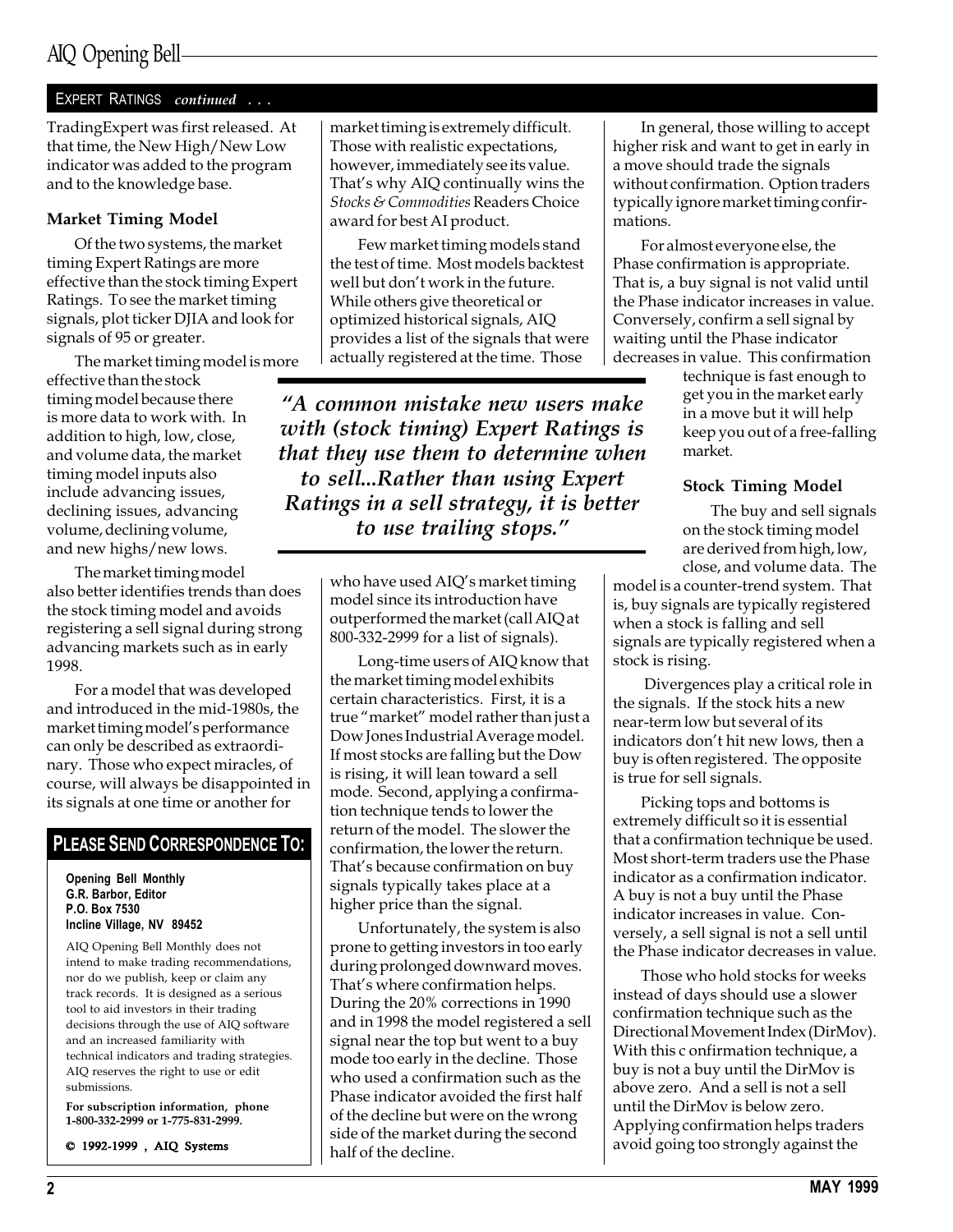EXPERT RATINGS *continued . . .*

TradingExpert was first released. At that time, the New High/New Low indicator was added to the program and to the knowledge base.

### Market Timing Model

Of the two systems, the market timing Expert Ratings are more effective than the stock timing Expert Ratings. To see the market timing signals, plot ticker DJIA and look for signals of 95 or greater.

The market timing model is more effective than the stock timing model because there is more data to work with. In addition to high, low, close, and volume data, the market timing model inputs also include advancing issues, declining issues, advancing volume, declining volume, and new highs/new lows.

The market timing model also better identifies trends than does the stock timing model and avoids registering a sell signal during strong advancing markets such as in early 1998.

For a model that was developed and introduced in the mid-1980s, the market timing model's performance can only be described as extraordinary. Those who expect miracles, of course, will always be disappointed in its signals at one time or another for market timing is extremely difficult. Those with realistic expectations, however, immediately see its value. That's why AIQ continually wins the *Stocks & Commodities* Readers Choice award for best AI product.

Few market timing models stand the test of time. Most models backtest well but don't work in the future. While others give theoretical or optimized historical signals, AIQ provides a list of the signals that were actually registered at the time. Those who have used AIQ's market timing model since its introduction have outperformed the market (call AIQ at 800-332-2999 for a list of signals).

> *"A common mistake new users make with (stock timing) Expert Ratings is that they use them to determine when to sell...Rather than using Expert Ratings in a sell strategy, it is better to use trailing stops."*

Long-time users of AIQ know that the market timing model exhibits certain characteristics. First, it is a true "market" model rather than just a Dow Jones Industrial Average model. If most stocks are falling but the Dow is rising, it will lean toward a sell mode. Second, applying a confirmation technique tends to lower the return of the model. The slower the confirmation, the lower the return. That's because confirmation on buy signals typically takes place at a higher price than the signal.

Unfortunately, the system is also prone to getting investors in too early during prolonged downward moves. That's where confirmation helps. During the 20% corrections in 1990 and in 1998 the model registered a sell signal near the top but went to a buy mode too early in the decline. Those who used a confirmation such as the Phase indicator avoided the first half of the decline but were on the wrong side of the market during the second half of the decline.

In general, those willing to accept higher risk and want to get in early in a move should trade the signals without confirmation. Option traders typically ignore market timing confirmations.

For almost everyone else, the Phase confirmation is appropriate. That is, a buy signal is not valid until the Phase indicator increases in value. Conversely, confirm a sell signal by waiting until the Phase indicator decreases in value. This confirmation technique is fast enough to get you in the market early in a move but it will help keep you out of a free-falling market.

### Stock Timing Model

The buy and sell signals on the stock timing model are derived from high, low, close, and volume data. The model is a counter-trend system. That is, buy signals are typically registered when a stock is falling and sell signals are typically registered when a stock is rising.

Divergences play a critical role in the signals. If the stock hits a new near-term low but several of its indicators don't hit new lows, then a buy is often registered. The opposite is true for sell signals.

Picking tops and bottoms is extremely difficult so it is essential that a confirmation technique be used. Most short-term traders use the Phase indicator as a confirmation indicator. A buy is not a buy until the Phase indicator increases in value. Conversely, a sell signal is not a sell until the Phase indicator decreases in value.

Those who hold stocks for weeks instead of days should use a slower confirmation technique such as the Directional Movement Index (DirMov). With this c onfirmation technique, a buy is not a buy until the DirMov is above zero. And a sell is not a sell until the DirMov is below zero. Applying confirmation helps traders avoid going too strongly against the

---

**PLEASE SEND CORRESPONDENCE TO:**

**Opening Bell Monthly**
**G.R. Barbor, Editor**
**P.O. Box 7530**
**Incline Village, NV 89452**

AIQ Opening Bell Monthly does not intend to make trading recommendations, nor do we publish, keep or claim any track records. It is designed as a serious tool to aid investors in their trading decisions through the use of AIQ software and an increased familiarity with technical indicators and trading strategies. AIQ reserves the right to use or edit submissions.

**For subscription information, phone 1-800-332-2999 or 1-775-831-2999.**

© 1992-1999 , AIQ Systems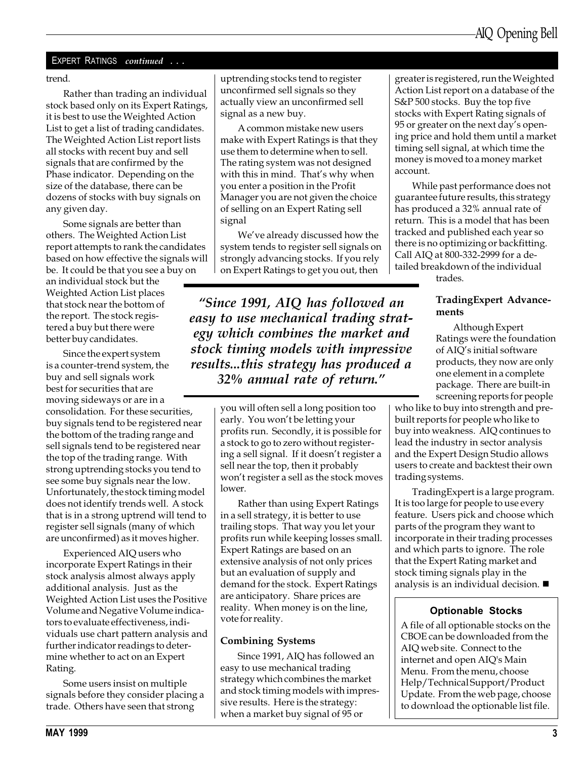## EXPERT RATINGS *continued . . .*

trend.

Rather than trading an individual stock based only on its Expert Ratings, it is best to use the Weighted Action List to get a list of trading candidates. The Weighted Action List report lists all stocks with recent buy and sell signals that are confirmed by the Phase indicator. Depending on the size of the database, there can be dozens of stocks with buy signals on any given day.

Some signals are better than others. The Weighted Action List report attempts to rank the candidates based on how effective the signals will be. It could be that you see a buy on an individual stock but the Weighted Action List places that stock near the bottom of the report. The stock registered a buy but there were better buy candidates.

Since the expert system is a counter-trend system, the buy and sell signals work best for securities that are moving sideways or are in a consolidation. For these securities, buy signals tend to be registered near the bottom of the trading range and sell signals tend to be registered near the top of the trading range. With strong uptrending stocks you tend to see some buy signals near the low. Unfortunately, the stock timing model does not identify trends well. A stock that is in a strong uptrend will tend to register sell signals (many of which are unconfirmed) as it moves higher.

Experienced AIQ users who incorporate Expert Ratings in their stock analysis almost always apply additional analysis. Just as the Weighted Action List uses the Positive Volume and Negative Volume indicators to evaluate effectiveness, individuals use chart pattern analysis and further indicator readings to determine whether to act on an Expert Rating.

Some users insist on multiple signals before they consider placing a trade. Others have seen that strong uptrending stocks tend to register unconfirmed sell signals so they actually view an unconfirmed sell signal as a new buy.

A common mistake new users make with Expert Ratings is that they use them to determine when to sell. The rating system was not designed with this in mind. That's why when you enter a position in the Profit Manager you are not given the choice of selling on an Expert Rating sell signal

We've already discussed how the system tends to register sell signals on strongly advancing stocks. If you rely on Expert Ratings to get you out, then you will often sell a long position too early. You won't be letting your profits run. Secondly, it is possible for a stock to go to zero without registering a sell signal. If it doesn't register a sell near the top, then it probably won't register a sell as the stock moves lower.

Rather than using Expert Ratings in a sell strategy, it is better to use trailing stops. That way you let your profits run while keeping losses small. Expert Ratings are based on an extensive analysis of not only prices but an evaluation of supply and demand for the stock. Expert Ratings are anticipatory. Share prices are reality. When money is on the line, vote for reality.

> *"Since 1991, AIQ has followed an easy to use mechanical trading strategy which combines the market and stock timing models with impressive results...this strategy has produced a 32% annual rate of return."*

### Combining Systems

Since 1991, AIQ has followed an easy to use mechanical trading strategy which combines the market and stock timing models with impressive results. Here is the strategy: when a market buy signal of 95 or greater is registered, run the Weighted Action List report on a database of the S&P 500 stocks. Buy the top five stocks with Expert Rating signals of 95 or greater on the next day's opening price and hold them until a market timing sell signal, at which time the money is moved to a money market account.

While past performance does not guarantee future results, this strategy has produced a 32% annual rate of return. This is a model that has been tracked and published each year so there is no optimizing or backfitting. Call AIQ at 800-332-2999 for a detailed breakdown of the individual trades.

### TradingExpert Advancements

Although Expert Ratings were the foundation of AIQ's initial software products, they now are only one element in a complete package. There are built-in screening reports for people who like to buy into strength and prebuilt reports for people who like to buy into weakness. AIQ continues to lead the industry in sector analysis and the Expert Design Studio allows users to create and backtest their own trading systems.

TradingExpert is a large program. It is too large for people to use every feature. Users pick and choose which parts of the program they want to incorporate in their trading processes and which parts to ignore. The role that the Expert Rating market and stock timing signals play in the analysis is an individual decision. ■

### Optionable Stocks

A file of all optionable stocks on the CBOE can be downloaded from the AIQ web site. Connect to the internet and open AIQ's Main Menu. From the menu, choose Help/Technical Support/Product Update. From the web page, choose to download the optionable list file.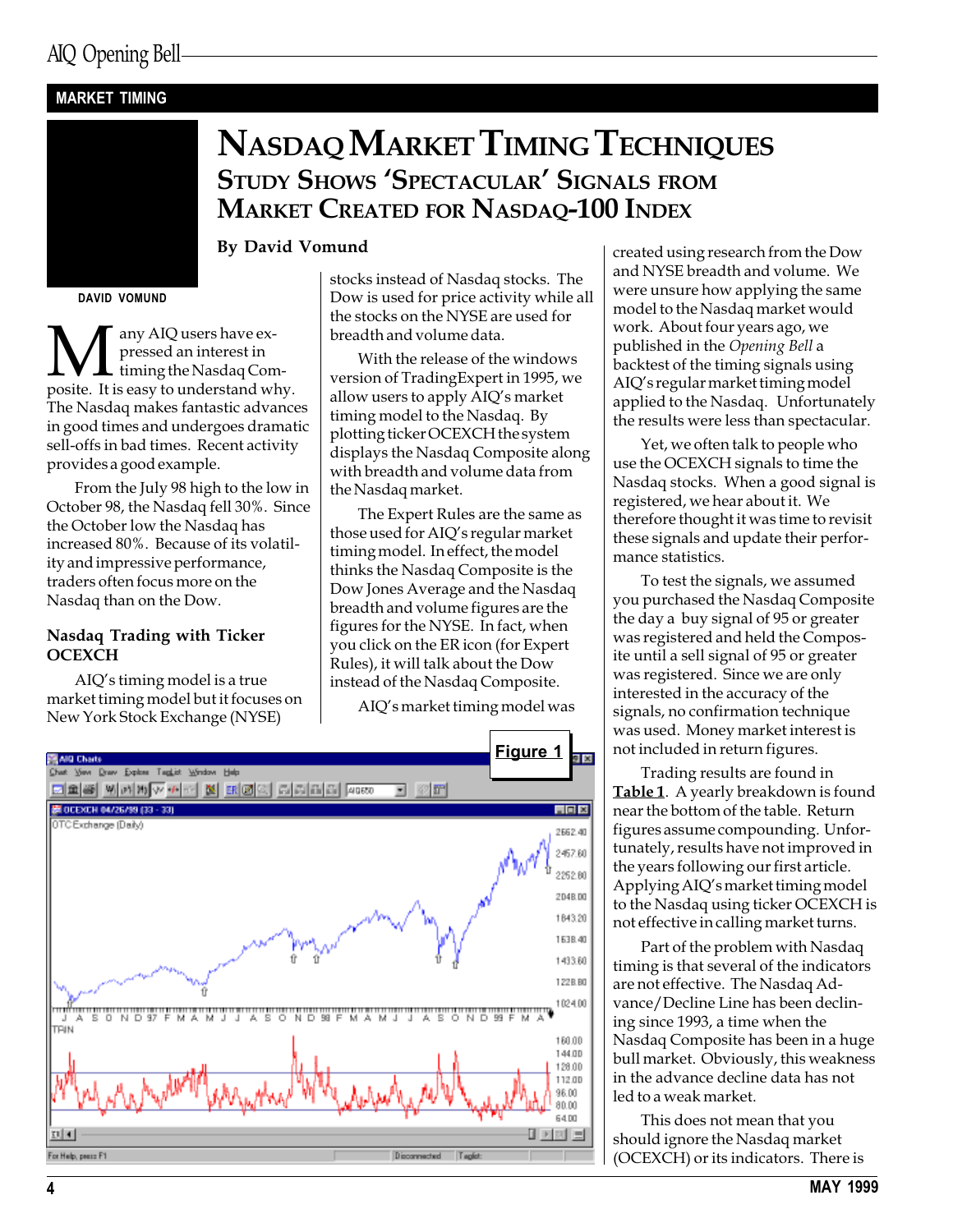MARKET TIMING

# NASDAQ MARKET TIMING TECHNIQUES

## STUDY SHOWS 'SPECTACULAR' SIGNALS FROM MARKET CREATED FOR NASDAQ-100 INDEX

**By David Vomund**

DAVID VOMUND

Many AIQ users have expressed an interest in timing the Nasdaq Composite. It is easy to understand why. The Nasdaq makes fantastic advances in good times and undergoes dramatic sell-offs in bad times. Recent activity provides a good example.

From the July 98 high to the low in October 98, the Nasdaq fell 30%. Since the October low the Nasdaq has increased 80%. Because of its volatility and impressive performance, traders often focus more on the Nasdaq than on the Dow.

### Nasdaq Trading with Ticker OCEXCH

AIQ's timing model is a true market timing model but it focuses on New York Stock Exchange (NYSE) stocks instead of Nasdaq stocks. The Dow is used for price activity while all the stocks on the NYSE are used for breadth and volume data.

With the release of the windows version of TradingExpert in 1995, we allow users to apply AIQ's market timing model to the Nasdaq. By plotting ticker OCEXCH the system displays the Nasdaq Composite along with breadth and volume data from the Nasdaq market.

The Expert Rules are the same as those used for AIQ's regular market timing model. In effect, the model thinks the Nasdaq Composite is the Dow Jones Average and the Nasdaq breadth and volume figures are the figures for the NYSE. In fact, when you click on the ER icon (for Expert Rules), it will talk about the Dow instead of the Nasdaq Composite.

AIQ's market timing model was created using research from the Dow and NYSE breadth and volume. We were unsure how applying the same model to the Nasdaq market would work. About four years ago, we published in the *Opening Bell* a backtest of the timing signals using AIQ's regular market timing model applied to the Nasdaq. Unfortunately the results were less than spectacular.

Yet, we often talk to people who use the OCEXCH signals to time the Nasdaq stocks. When a good signal is registered, we hear about it. We therefore thought it was time to revisit these signals and update their performance statistics.

To test the signals, we assumed you purchased the Nasdaq Composite the day a buy signal of 95 or greater was registered and held the Composite until a sell signal of 95 or greater was registered. Since we are only interested in the accuracy of the signals, no confirmation technique was used. Money market interest is not included in return figures.

Trading results are found in **Table 1**. A yearly breakdown is found near the bottom of the table. Return figures assume compounding. Unfortunately, results have not improved in the years following our first article. Applying AIQ's market timing model to the Nasdaq using ticker OCEXCH is not effective in calling market turns.

Part of the problem with Nasdaq timing is that several of the indicators are not effective. The Nasdaq Advance/Decline Line has been declining since 1993, a time when the Nasdaq Composite has been in a huge bull market. Obviously, this weakness in the advance decline data has not led to a weak market.

This does not mean that you should ignore the Nasdaq market (OCEXCH) or its indicators. There is

**Figure 1**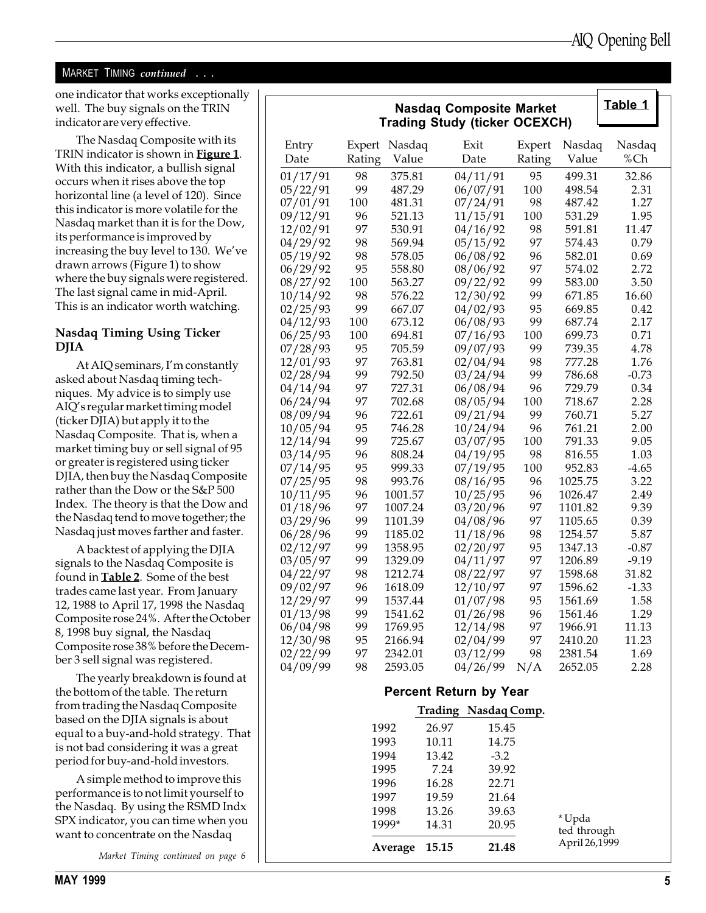MARKET TIMING *continued* . . .

one indicator that works exceptionally well. The buy signals on the TRIN indicator are very effective.

The Nasdaq Composite with its TRIN indicator is shown in **Figure 1**. With this indicator, a bullish signal occurs when it rises above the top horizontal line (a level of 120). Since this indicator is more volatile for the Nasdaq market than it is for the Dow, its performance is improved by increasing the buy level to 130. We've drawn arrows (Figure 1) to show where the buy signals were registered. The last signal came in mid-April. This is an indicator worth watching.

### Nasdaq Timing Using Ticker DJIA

At AIQ seminars, I'm constantly asked about Nasdaq timing techniques. My advice is to simply use AIQ's regular market timing model (ticker DJIA) but apply it to the Nasdaq Composite. That is, when a market timing buy or sell signal of 95 or greater is registered using ticker DJIA, then buy the Nasdaq Composite rather than the Dow or the S&P 500 Index. The theory is that the Dow and the Nasdaq tend to move together; the Nasdaq just moves farther and faster.

A backtest of applying the DJIA signals to the Nasdaq Composite is found in **Table 2**. Some of the best trades came last year. From January 12, 1988 to April 17, 1998 the Nasdaq Composite rose 24%. After the October 8, 1998 buy signal, the Nasdaq Composite rose 38% before the December 3 sell signal was registered.

The yearly breakdown is found at the bottom of the table. The return from trading the Nasdaq Composite based on the DJIA signals is about equal to a buy-and-hold strategy. That is not bad considering it was a great period for buy-and-hold investors.

A simple method to improve this performance is to not limit yourself to the Nasdaq. By using the RSMD Indx SPX indicator, you can time when you want to concentrate on the Nasdaq

*Market Timing continued on page 6*

**Table 1**

**Nasdaq Composite Market Trading Study (ticker OCEXCH)**

| Entry Date | Expert Rating | Nasdaq Value | Exit Date | Expert Rating | Nasdaq Value | Nasdaq %Ch |
|---|---|---|---|---|---|---|
| 01/17/91 | 98 | 375.81 | 04/11/91 | 95 | 499.31 | 32.86 |
| 05/22/91 | 99 | 487.29 | 06/07/91 | 100 | 498.54 | 2.31 |
| 07/01/91 | 100 | 481.31 | 07/24/91 | 98 | 487.42 | 1.27 |
| 09/12/91 | 96 | 521.13 | 11/15/91 | 100 | 531.29 | 1.95 |
| 12/02/91 | 97 | 530.91 | 04/16/92 | 98 | 591.81 | 11.47 |
| 04/29/92 | 98 | 569.94 | 05/15/92 | 97 | 574.43 | 0.79 |
| 05/19/92 | 98 | 578.05 | 06/08/92 | 96 | 582.01 | 0.69 |
| 06/29/92 | 95 | 558.80 | 08/06/92 | 97 | 574.02 | 2.72 |
| 08/27/92 | 100 | 563.27 | 09/22/92 | 99 | 583.00 | 3.50 |
| 10/14/92 | 98 | 576.22 | 12/30/92 | 99 | 671.85 | 16.60 |
| 02/25/93 | 99 | 667.07 | 04/02/93 | 95 | 669.85 | 0.42 |
| 04/12/93 | 100 | 673.12 | 06/08/93 | 99 | 687.74 | 2.17 |
| 06/25/93 | 100 | 694.81 | 07/16/93 | 100 | 699.73 | 0.71 |
| 07/28/93 | 95 | 705.59 | 09/07/93 | 99 | 739.35 | 4.78 |
| 12/01/93 | 97 | 763.81 | 02/04/94 | 98 | 777.28 | 1.76 |
| 02/28/94 | 99 | 792.50 | 03/24/94 | 99 | 786.68 | -0.73 |
| 04/14/94 | 97 | 727.31 | 06/08/94 | 96 | 729.79 | 0.34 |
| 06/24/94 | 97 | 702.68 | 08/05/94 | 100 | 718.67 | 2.28 |
| 08/09/94 | 96 | 722.61 | 09/21/94 | 99 | 760.71 | 5.27 |
| 10/05/94 | 95 | 746.28 | 10/24/94 | 96 | 761.21 | 2.00 |
| 12/14/94 | 99 | 725.67 | 03/07/95 | 100 | 791.33 | 9.05 |
| 03/14/95 | 96 | 808.24 | 04/19/95 | 98 | 816.55 | 1.03 |
| 07/14/95 | 95 | 999.33 | 07/19/95 | 100 | 952.83 | -4.65 |
| 07/25/95 | 98 | 993.76 | 08/16/95 | 96 | 1025.75 | 3.22 |
| 10/11/95 | 96 | 1001.57 | 10/25/95 | 96 | 1026.47 | 2.49 |
| 01/18/96 | 97 | 1007.24 | 03/20/96 | 97 | 1101.82 | 9.39 |
| 03/29/96 | 99 | 1101.39 | 04/08/96 | 97 | 1105.65 | 0.39 |
| 06/28/96 | 99 | 1185.02 | 11/18/96 | 98 | 1254.57 | 5.87 |
| 02/12/97 | 99 | 1358.95 | 02/20/97 | 95 | 1347.13 | -0.87 |
| 03/05/97 | 99 | 1329.09 | 04/11/97 | 97 | 1206.89 | -9.19 |
| 04/22/97 | 98 | 1212.74 | 08/22/97 | 97 | 1598.68 | 31.82 |
| 09/02/97 | 96 | 1618.09 | 12/10/97 | 97 | 1596.62 | -1.33 |
| 12/29/97 | 99 | 1537.44 | 01/07/98 | 95 | 1561.69 | 1.58 |
| 01/13/98 | 99 | 1541.62 | 01/26/98 | 96 | 1561.46 | 1.29 |
| 06/04/98 | 99 | 1769.95 | 12/14/98 | 97 | 1966.91 | 11.13 |
| 12/30/98 | 95 | 2166.94 | 02/04/99 | 97 | 2410.20 | 11.23 |
| 02/22/99 | 97 | 2342.01 | 03/12/99 | 98 | 2381.54 | 1.69 |
| 04/09/99 | 98 | 2593.05 | 04/26/99 | N/A | 2652.05 | 2.28 |

**Percent Return by Year**

| | Trading | Nasdaq Comp. |
|---|---|---|
| 1992 | 26.97 | 15.45 |
| 1993 | 10.11 | 14.75 |
| 1994 | 13.42 | -3.2 |
| 1995 | 7.24 | 39.92 |
| 1996 | 16.28 | 22.71 |
| 1997 | 19.59 | 21.64 |
| 1998 | 13.26 | 39.63 |
| 1999* | 14.31 | 20.95 |
| **Average** | **15.15** | **21.48** |

*Updated through April 26, 1999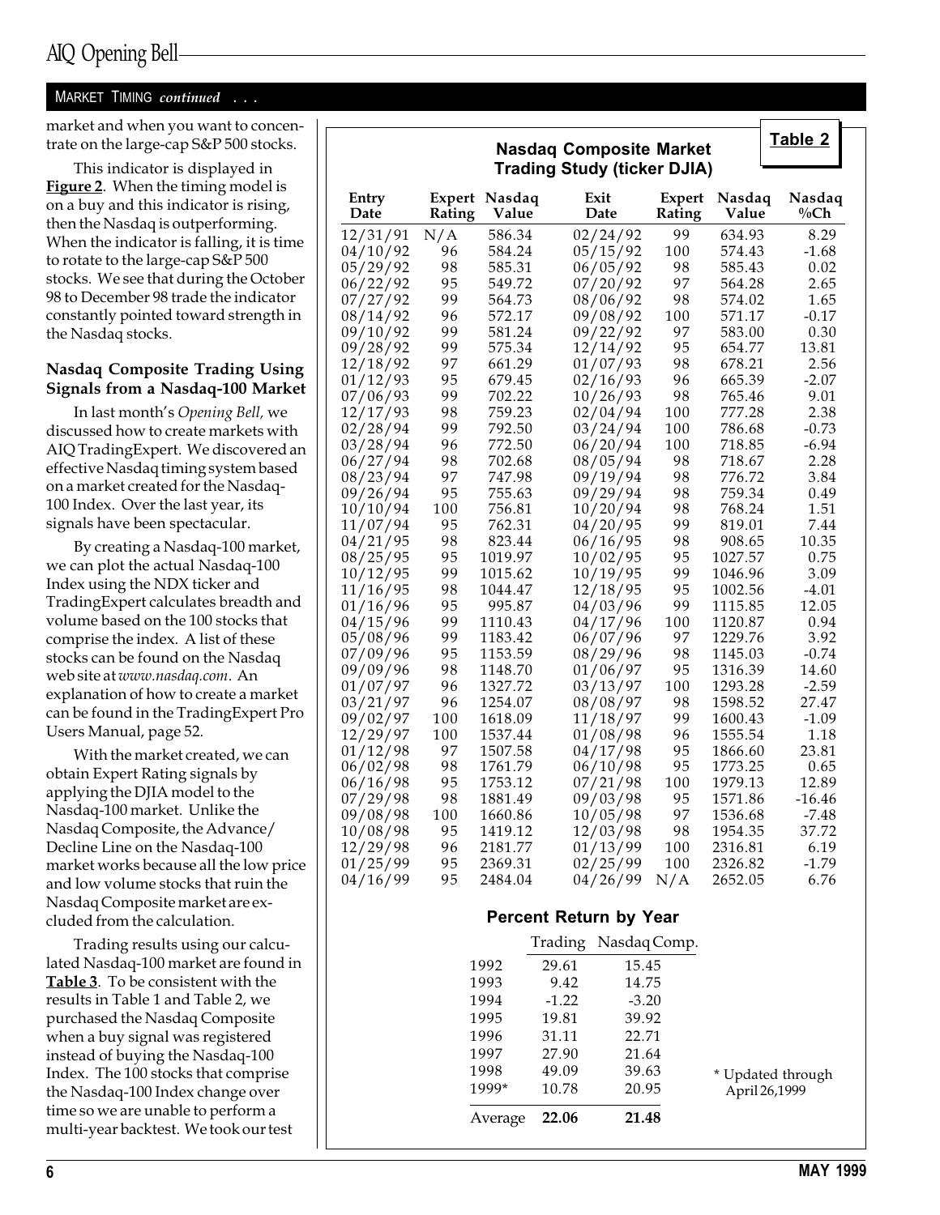MARKET TIMING *continued* . . .

market and when you want to concentrate on the large-cap S&P 500 stocks.

This indicator is displayed in **Figure 2**. When the timing model is on a buy and this indicator is rising, then the Nasdaq is outperforming. When the indicator is falling, it is time to rotate to the large-cap S&P 500 stocks. We see that during the October 98 to December 98 trade the indicator constantly pointed toward strength in the Nasdaq stocks.

### Nasdaq Composite Trading Using Signals from a Nasdaq-100 Market

In last month's *Opening Bell*, we discussed how to create markets with AIQ TradingExpert. We discovered an effective Nasdaq timing system based on a market created for the Nasdaq-100 Index. Over the last year, its signals have been spectacular.

By creating a Nasdaq-100 market, we can plot the actual Nasdaq-100 Index using the NDX ticker and TradingExpert calculates breadth and volume based on the 100 stocks that comprise the index. A list of these stocks can be found on the Nasdaq web site at *www.nasdaq.com*. An explanation of how to create a market can be found in the TradingExpert Pro Users Manual, page 52.

With the market created, we can obtain Expert Rating signals by applying the DJIA model to the Nasdaq-100 market. Unlike the Nasdaq Composite, the Advance/Decline Line on the Nasdaq-100 market works because all the low price and low volume stocks that ruin the Nasdaq Composite market are excluded from the calculation.

Trading results using our calculated Nasdaq-100 market are found in **Table 3**. To be consistent with the results in Table 1 and Table 2, we purchased the Nasdaq Composite when a buy signal was registered instead of buying the Nasdaq-100 Index. The 100 stocks that comprise the Nasdaq-100 Index change over time so we are unable to perform a multi-year backtest. We took our test

**Table 2**

**Nasdaq Composite Market Trading Study (ticker DJIA)**

| Entry Date | Expert Rating | Nasdaq Value | Exit Date | Expert Rating | Nasdaq Value | Nasdaq %Ch |
|---|---|---|---|---|---|---|
| 12/31/91 | N/A | 586.34 | 02/24/92 | 99 | 634.93 | 8.29 |
| 04/10/92 | 96 | 584.24 | 05/15/92 | 100 | 574.43 | -1.68 |
| 05/29/92 | 98 | 585.31 | 06/05/92 | 98 | 585.43 | 0.02 |
| 06/22/92 | 95 | 549.72 | 07/20/92 | 97 | 564.28 | 2.65 |
| 07/27/92 | 99 | 564.73 | 08/06/92 | 98 | 574.02 | 1.65 |
| 08/14/92 | 96 | 572.17 | 09/08/92 | 100 | 571.17 | -0.17 |
| 09/10/92 | 99 | 581.24 | 09/22/92 | 97 | 583.00 | 0.30 |
| 09/28/92 | 99 | 575.34 | 12/14/92 | 95 | 654.77 | 13.81 |
| 12/18/92 | 97 | 661.29 | 01/07/93 | 98 | 678.21 | 2.56 |
| 01/12/93 | 95 | 679.45 | 02/16/93 | 96 | 665.39 | -2.07 |
| 07/06/93 | 99 | 702.22 | 10/26/93 | 98 | 765.46 | 9.01 |
| 12/17/93 | 98 | 759.23 | 02/04/94 | 100 | 777.28 | 2.38 |
| 02/28/94 | 99 | 792.50 | 03/24/94 | 100 | 786.68 | -0.73 |
| 03/28/94 | 96 | 772.50 | 06/20/94 | 100 | 718.85 | -6.94 |
| 06/27/94 | 98 | 702.68 | 08/05/94 | 98 | 718.67 | 2.28 |
| 08/23/94 | 97 | 747.98 | 09/19/94 | 98 | 776.72 | 3.84 |
| 09/26/94 | 95 | 755.63 | 09/29/94 | 98 | 759.34 | 0.49 |
| 10/10/94 | 100 | 756.81 | 10/20/94 | 98 | 768.24 | 1.51 |
| 11/07/94 | 95 | 762.31 | 04/20/95 | 99 | 819.01 | 7.44 |
| 04/21/95 | 98 | 823.44 | 06/16/95 | 98 | 908.65 | 10.35 |
| 08/25/95 | 95 | 1019.97 | 10/02/95 | 95 | 1027.57 | 0.75 |
| 10/12/95 | 99 | 1015.62 | 10/19/95 | 99 | 1046.96 | 3.09 |
| 11/16/95 | 98 | 1044.47 | 12/18/95 | 95 | 1002.56 | -4.01 |
| 01/16/96 | 95 | 995.87 | 04/03/96 | 99 | 1115.85 | 12.05 |
| 04/15/96 | 99 | 1110.43 | 04/17/96 | 100 | 1120.87 | 0.94 |
| 05/08/96 | 99 | 1183.42 | 06/07/96 | 97 | 1229.76 | 3.92 |
| 07/09/96 | 95 | 1153.59 | 08/29/96 | 98 | 1145.03 | -0.74 |
| 09/09/96 | 98 | 1148.70 | 01/06/97 | 95 | 1316.39 | 14.60 |
| 01/07/97 | 96 | 1327.72 | 03/13/97 | 100 | 1293.28 | -2.59 |
| 03/21/97 | 96 | 1254.07 | 08/08/97 | 98 | 1598.52 | 27.47 |
| 09/02/97 | 100 | 1618.09 | 11/18/97 | 99 | 1600.43 | -1.09 |
| 12/29/97 | 100 | 1537.44 | 01/08/98 | 96 | 1555.54 | 1.18 |
| 01/12/98 | 97 | 1507.58 | 04/17/98 | 95 | 1866.60 | 23.81 |
| 06/02/98 | 98 | 1761.79 | 06/10/98 | 95 | 1773.25 | 0.65 |
| 06/16/98 | 95 | 1753.12 | 07/21/98 | 100 | 1979.13 | 12.89 |
| 07/29/98 | 98 | 1881.49 | 09/03/98 | 95 | 1571.86 | -16.46 |
| 09/08/98 | 100 | 1660.86 | 10/05/98 | 97 | 1536.68 | -7.48 |
| 10/08/98 | 95 | 1419.12 | 12/03/98 | 98 | 1954.35 | 37.72 |
| 12/29/98 | 96 | 2181.77 | 01/13/99 | 100 | 2316.81 | 6.19 |
| 01/25/99 | 95 | 2369.31 | 02/25/99 | 100 | 2326.82 | -1.79 |
| 04/16/99 | 95 | 2484.04 | 04/26/99 | N/A | 2652.05 | 6.76 |

**Percent Return by Year**

| | Trading | Nasdaq Comp. |
|---|---|---|
| 1992 | 29.61 | 15.45 |
| 1993 | 9.42 | 14.75 |
| 1994 | -1.22 | -3.20 |
| 1995 | 19.81 | 39.92 |
| 1996 | 31.11 | 22.71 |
| 1997 | 27.90 | 21.64 |
| 1998 | 49.09 | 39.63 |
| 1999* | 10.78 | 20.95 |
| Average | **22.06** | **21.48** |

\* Updated through April 26,1999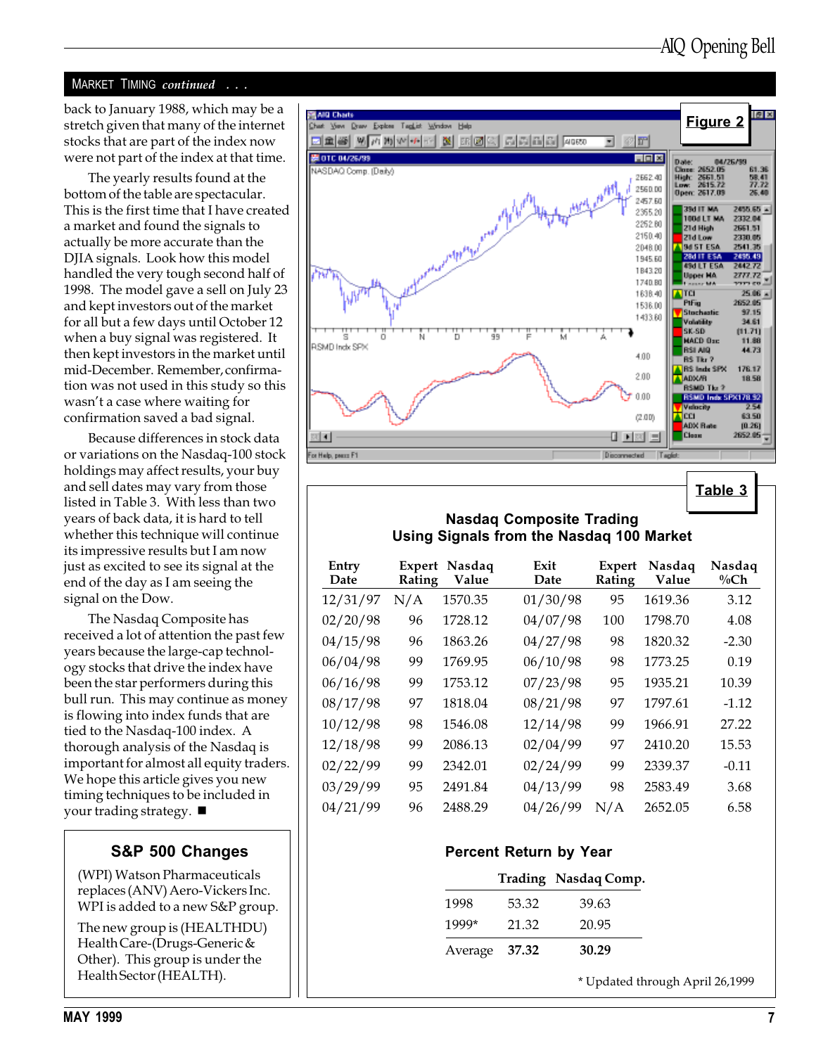## MARKET TIMING *continued . . .*

back to January 1988, which may be a stretch given that many of the internet stocks that are part of the index now were not part of the index at that time.

The yearly results found at the bottom of the table are spectacular. This is the first time that I have created a market and found the signals to actually be more accurate than the DJIA signals. Look how this model handled the very tough second half of 1998. The model gave a sell on July 23 and kept investors out of the market for all but a few days until October 12 when a buy signal was registered. It then kept investors in the market until mid-December. Remember, confirmation was not used in this study so this wasn't a case where waiting for confirmation saved a bad signal.

Because differences in stock data or variations on the Nasdaq-100 stock holdings may affect results, your buy and sell dates may vary from those listed in Table 3. With less than two years of back data, it is hard to tell whether this technique will continue its impressive results but I am now just as excited to see its signal at the end of the day as I am seeing the signal on the Dow.

The Nasdaq Composite has received a lot of attention the past few years because the large-cap technology stocks that drive the index have been the star performers during this bull run. This may continue as money is flowing into index funds that are tied to the Nasdaq-100 index. A thorough analysis of the Nasdaq is important for almost all equity traders. We hope this article gives you new timing techniques to be included in your trading strategy. ■

**Figure 2**

**Table 3**

**Nasdaq Composite Trading Using Signals from the Nasdaq 100 Market**

| Entry Date | Expert Rating | Nasdaq Value | Exit Date | Expert Rating | Nasdaq Value | Nasdaq %Ch |
|---|---|---|---|---|---|---|
| 12/31/97 | N/A | 1570.35 | 01/30/98 | 95 | 1619.36 | 3.12 |
| 02/20/98 | 96 | 1728.12 | 04/07/98 | 100 | 1798.70 | 4.08 |
| 04/15/98 | 96 | 1863.26 | 04/27/98 | 98 | 1820.32 | -2.30 |
| 06/04/98 | 99 | 1769.95 | 06/10/98 | 98 | 1773.25 | 0.19 |
| 06/16/98 | 99 | 1753.12 | 07/23/98 | 95 | 1935.21 | 10.39 |
| 08/17/98 | 97 | 1818.04 | 08/21/98 | 97 | 1797.61 | -1.12 |
| 10/12/98 | 98 | 1546.08 | 12/14/98 | 99 | 1966.91 | 27.22 |
| 12/18/98 | 99 | 2086.13 | 02/04/99 | 97 | 2410.20 | 15.53 |
| 02/22/99 | 99 | 2342.01 | 02/24/99 | 99 | 2339.37 | -0.11 |
| 03/29/99 | 95 | 2491.84 | 04/13/99 | 98 | 2583.49 | 3.68 |
| 04/21/99 | 96 | 2488.29 | 04/26/99 | N/A | 2652.05 | 6.58 |

**Percent Return by Year**

| | Trading | Nasdaq Comp. |
|---|---|---|
| 1998 | 53.32 | 39.63 |
| 1999* | 21.32 | 20.95 |
| Average | **37.32** | **30.29** |

\* Updated through April 26,1999

### S&P 500 Changes

(WPI) Watson Pharmaceuticals replaces (ANV) Aero-Vickers Inc. WPI is added to a new S&P group.

The new group is (HEALTHDU) Health Care-(Drugs-Generic & Other). This group is under the Health Sector (HEALTH).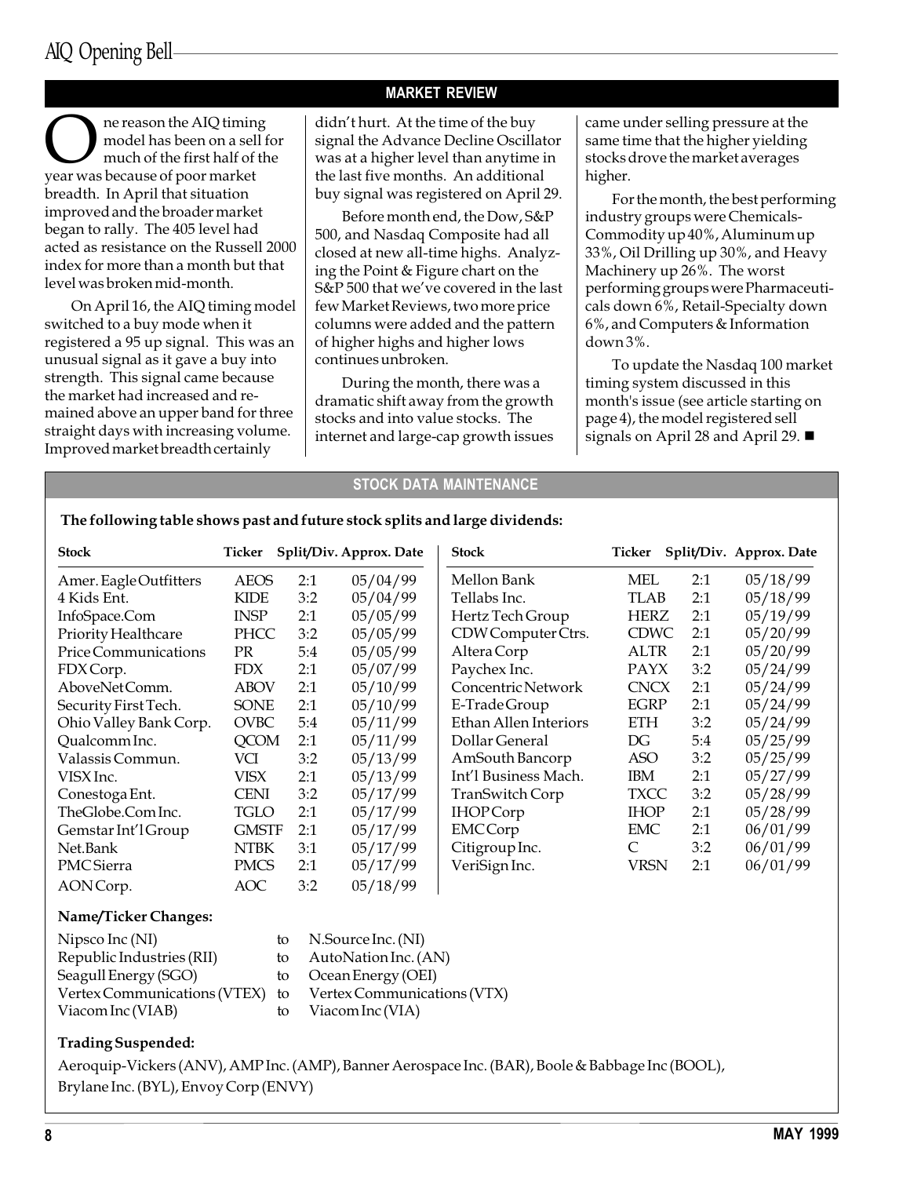## MARKET REVIEW

One reason the AIQ timing model has been on a sell for much of the first half of the year was because of poor market breadth. In April that situation improved and the broader market began to rally. The 405 level had acted as resistance on the Russell 2000 index for more than a month but that level was broken mid-month.

On April 16, the AIQ timing model switched to a buy mode when it registered a 95 up signal. This was an unusual signal as it gave a buy into strength. This signal came because the market had increased and remained above an upper band for three straight days with increasing volume. Improved market breadth certainly didn't hurt. At the time of the buy signal the Advance Decline Oscillator was at a higher level than anytime in the last five months. An additional buy signal was registered on April 29.

Before month end, the Dow, S&P 500, and Nasdaq Composite had all closed at new all-time highs. Analyzing the Point & Figure chart on the S&P 500 that we've covered in the last few Market Reviews, two more price columns were added and the pattern of higher highs and higher lows continues unbroken.

During the month, there was a dramatic shift away from the growth stocks and into value stocks. The internet and large-cap growth issues came under selling pressure at the same time that the higher yielding stocks drove the market averages higher.

For the month, the best performing industry groups were Chemicals-Commodity up 40%, Aluminum up 33%, Oil Drilling up 30%, and Heavy Machinery up 26%. The worst performing groups were Pharmaceuticals down 6%, Retail-Specialty down 6%, and Computers & Information down 3%.

To update the Nasdaq 100 market timing system discussed in this month's issue (see article starting on page 4), the model registered sell signals on April 28 and April 29. ■

## STOCK DATA MAINTENANCE

**The following table shows past and future stock splits and large dividends:**

| Stock | Ticker | Split/Div. | Approx. Date |
|---|---|---|---|
| Amer. Eagle Outfitters | AEOS | 2:1 | 05/04/99 |
| 4 Kids Ent. | KIDE | 3:2 | 05/04/99 |
| InfoSpace.Com | INSP | 2:1 | 05/05/99 |
| Priority Healthcare | PHCC | 3:2 | 05/05/99 |
| Price Communications | PR | 5:4 | 05/05/99 |
| FDX Corp. | FDX | 2:1 | 05/07/99 |
| AboveNet Comm. | ABOV | 2:1 | 05/10/99 |
| Security First Tech. | SONE | 2:1 | 05/10/99 |
| Ohio Valley Bank Corp. | OVBC | 5:4 | 05/11/99 |
| Qualcomm Inc. | QCOM | 2:1 | 05/11/99 |
| Valassis Commun. | VCI | 3:2 | 05/13/99 |
| VISX Inc. | VISX | 2:1 | 05/13/99 |
| Conestoga Ent. | CENI | 3:2 | 05/17/99 |
| TheGlobe.Com Inc. | TGLO | 2:1 | 05/17/99 |
| Gemstar Int'l Group | GMSTF | 2:1 | 05/17/99 |
| Net.Bank | NTBK | 3:1 | 05/17/99 |
| PMC Sierra | PMCS | 2:1 | 05/17/99 |
| AON Corp. | AOC | 3:2 | 05/18/99 |
| Mellon Bank | MEL | 2:1 | 05/18/99 |
| Tellabs Inc. | TLAB | 2:1 | 05/18/99 |
| Hertz Tech Group | HERZ | 2:1 | 05/19/99 |
| CDW Computer Ctrs. | CDWC | 2:1 | 05/20/99 |
| Altera Corp | ALTR | 2:1 | 05/20/99 |
| Paychex Inc. | PAYX | 3:2 | 05/24/99 |
| Concentric Network | CNCX | 2:1 | 05/24/99 |
| E-Trade Group | EGRP | 2:1 | 05/24/99 |
| Ethan Allen Interiors | ETH | 3:2 | 05/24/99 |
| Dollar General | DG | 5:4 | 05/25/99 |
| AmSouth Bancorp | ASO | 3:2 | 05/25/99 |
| Int'l Business Mach. | IBM | 2:1 | 05/27/99 |
| TranSwitch Corp | TXCC | 3:2 | 05/28/99 |
| IHOP Corp | IHOP | 2:1 | 05/28/99 |
| EMC Corp | EMC | 2:1 | 06/01/99 |
| Citigroup Inc. | C | 3:2 | 06/01/99 |
| VeriSign Inc. | VRSN | 2:1 | 06/01/99 |

**Name/Ticker Changes:**

| | | |
|---|---|---|
| Nipsco Inc (NI) | to | N.Source Inc. (NI) |
| Republic Industries (RII) | to | AutoNation Inc. (AN) |
| Seagull Energy (SGO) | to | Ocean Energy (OEI) |
| Vertex Communications (VTEX) | to | Vertex Communications (VTX) |
| Viacom Inc (VIAB) | to | Viacom Inc (VIA) |

**Trading Suspended:**

Aeroquip-Vickers (ANV), AMP Inc. (AMP), Banner Aerospace Inc. (BAR), Boole & Babbage Inc (BOOL), Brylane Inc. (BYL), Envoy Corp (ENVY)